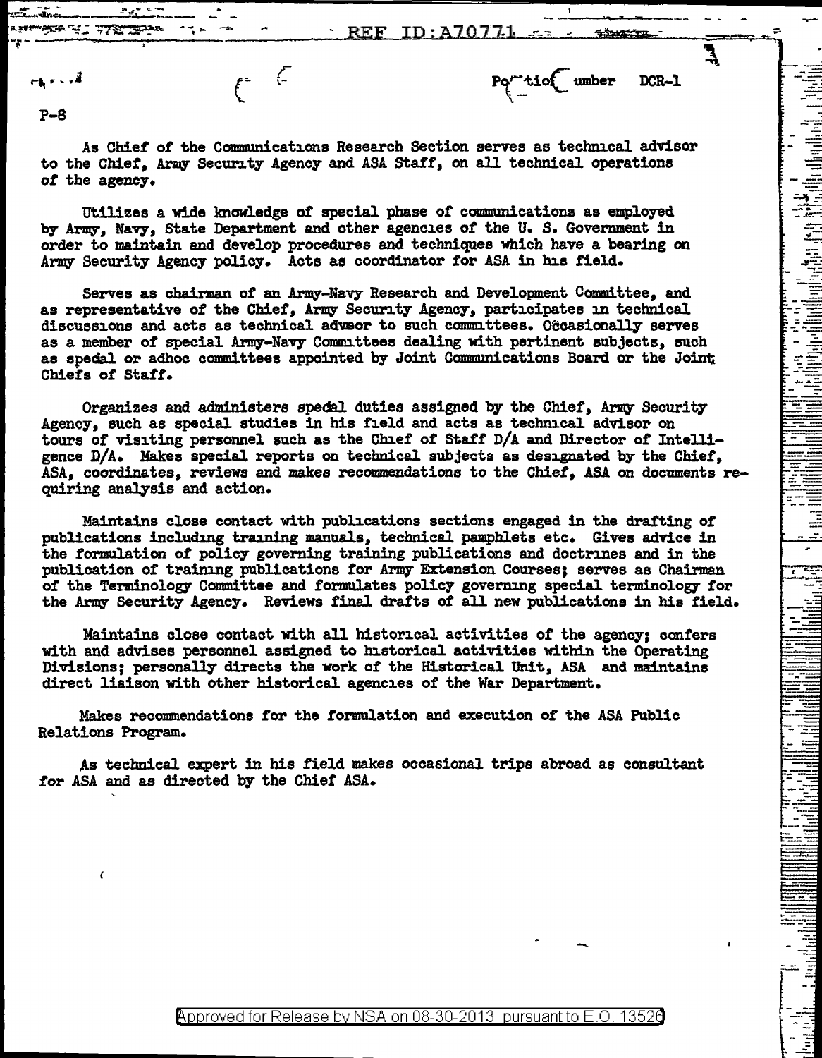REF ID:A70771

Position Number DCR-1

P-8

As Chief of the Communications Research Section serves as technical advisor to the Chief, Army Security Agency and ASA Staff, on all technical operations of the agency.

Utilizes a wide knowledge of special phase of communications as employed by Army, Navy, State Department and other agencies of the U. S. Government in order to maintain and develop procedures and techniques which have a bearing on Army Security Agency policy. Acts as coordinator for ASA in his field.

Serves as chairman of an Army-Navy Research and Development Committee, and as representative of the Chief, Army Security Agency, participates in technical discussions and acts as technical advisor to such committees. Occasionally serves as a member of special Army-Navy Committees dealing with pertinent subjects, such as special or adhoc committees appointed by Joint Communications Board or the Joint Chiefs of Staff.

Organizes and administers special duties assigned by the Chief, Army Security Agency, such as special studies in his field and acts as technical advisor on tours of visiting personnel such as the Chief of Staff D/A and Director of Intelligence D/A. Makes special reports on technical subjects as designated by the Chief, ASA, coordinates, reviews and makes recommendations to the Chief, ASA on documents requiring analysis and action.

Maintains close contact with publications sections engaged in the drafting of publications including training manuals, technical pamphlets etc. Gives advice in the formulation of policy governing training publications and doctrines and in the publication of training publications for Army Extension Courses; serves as Chairman of the Terminology Committee and formulates policy governing special terminology for the Army Security Agency. Reviews final drafts of all new publications in his field.

Maintains close contact with all historical activities of the agency; confers with and advises personnel assigned to historical activities within the Operating Divisions; personally directs the work of the Historical Unit, ASA and maintains direct liaison with other historical agencies of the War Department.

Makes recommendations for the formulation and execution of the ASA Public Relations Program.

As technical expert in his field makes occasional trips abroad as consultant for ASA and as directed by the Chief ASA.

Approved for Release by NSA on 08-30-2013 pursuant to E.O. 13526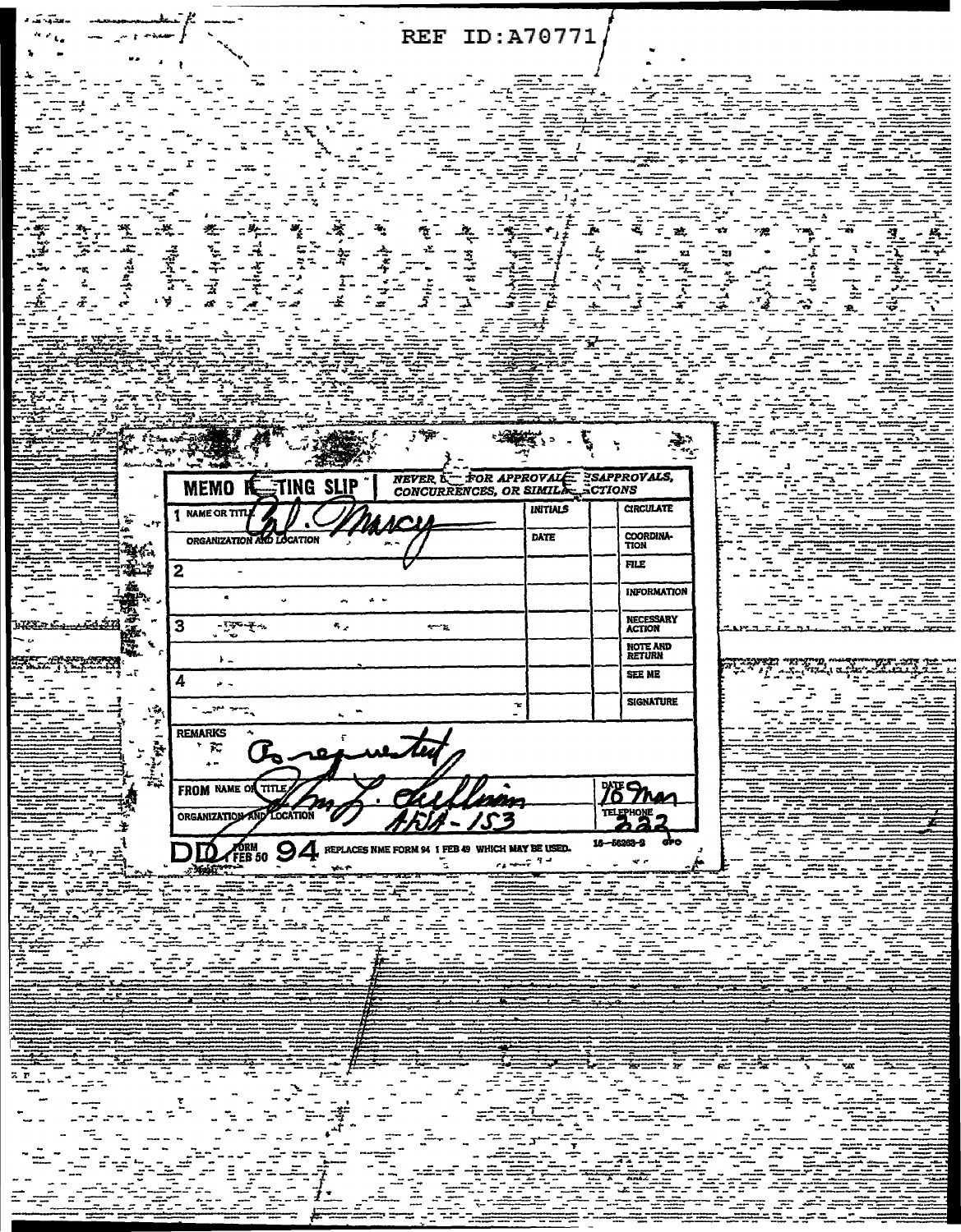REF ID:A70771

| MEMO ROUTING SLIP | NEVER USE FOR APPROVALS, DISAPPROVALS, CONCURRENCES, OR SIMILAR ACTIONS | |
|---|---|---|
| 1 NAME OR TITLE Col. Marcy | INITIALS | CIRCULATE |
| ORGANIZATION AND LOCATION | DATE | COORDINATION |
| 2 | | FILE |
| | | INFORMATION |
| 3 | | NECESSARY ACTION |
| | | NOTE AND RETURN |
| 4 | | SEE ME |
| | | SIGNATURE |

REMARKS
As requested

FROM NAME OR TITLE John L. Sullivan
ORGANIZATION AND LOCATION AFSA-153

DATE 16 Mar
TELEPHONE 222

DD FORM 94 FEB 50 REPLACES NME FORM 94 1 FEB 49 WHICH MAY BE USED. 16—56363-3 GPO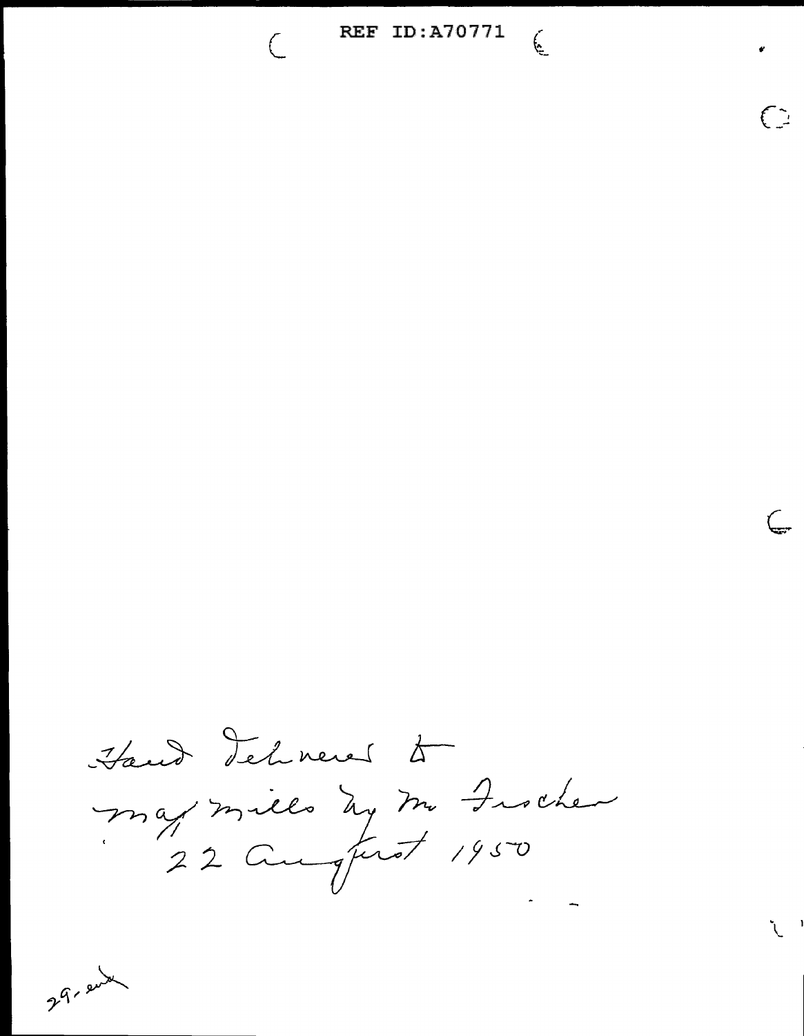REF ID:A70771

Hand Delivered to
Maj Mills by Mr Fischer
22 August 1950

29-end